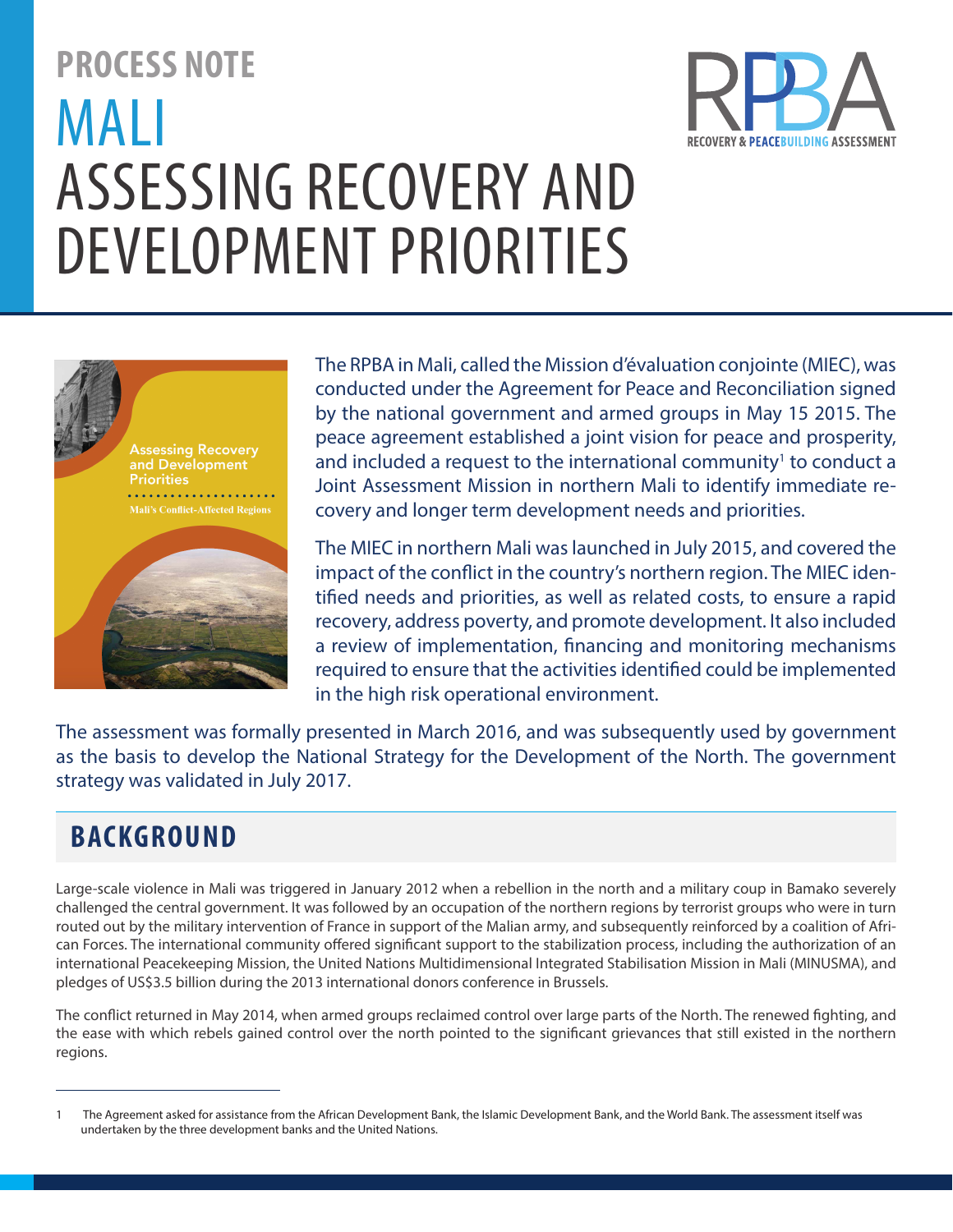# PROCESS NOTE

# MALI

# ASSESSING RECOVERY AND DEVELOPMENT PRIORITIES

RECOVERY & PEACEBUILDING ASSESSMENT

The RPBA in Mali, called the Mission d'évaluation conjointe (MIEC), was conducted under the Agreement for Peace and Reconciliation signed by the national government and armed groups in May 15 2015. The peace agreement established a joint vision for peace and prosperity, and included a request to the international community[1] to conduct a Joint Assessment Mission in northern Mali to identify immediate recovery and longer term development needs and priorities.

The MIEC in northern Mali was launched in July 2015, and covered the impact of the conflict in the country's northern region. The MIEC identified needs and priorities, as well as related costs, to ensure a rapid recovery, address poverty, and promote development. It also included a review of implementation, financing and monitoring mechanisms required to ensure that the activities identified could be implemented in the high risk operational environment.

The assessment was formally presented in March 2016, and was subsequently used by government as the basis to develop the National Strategy for the Development of the North. The government strategy was validated in July 2017.

## BACKGROUND

Large-scale violence in Mali was triggered in January 2012 when a rebellion in the north and a military coup in Bamako severely challenged the central government. It was followed by an occupation of the northern regions by terrorist groups who were in turn routed out by the military intervention of France in support of the Malian army, and subsequently reinforced by a coalition of African Forces. The international community offered significant support to the stabilization process, including the authorization of an international Peacekeeping Mission, the United Nations Multidimensional Integrated Stabilisation Mission in Mali (MINUSMA), and pledges of US$3.5 billion during the 2013 international donors conference in Brussels.

The conflict returned in May 2014, when armed groups reclaimed control over large parts of the North. The renewed fighting, and the ease with which rebels gained control over the north pointed to the significant grievances that still existed in the northern regions.

---

1 The Agreement asked for assistance from the African Development Bank, the Islamic Development Bank, and the World Bank. The assessment itself was undertaken by the three development banks and the United Nations.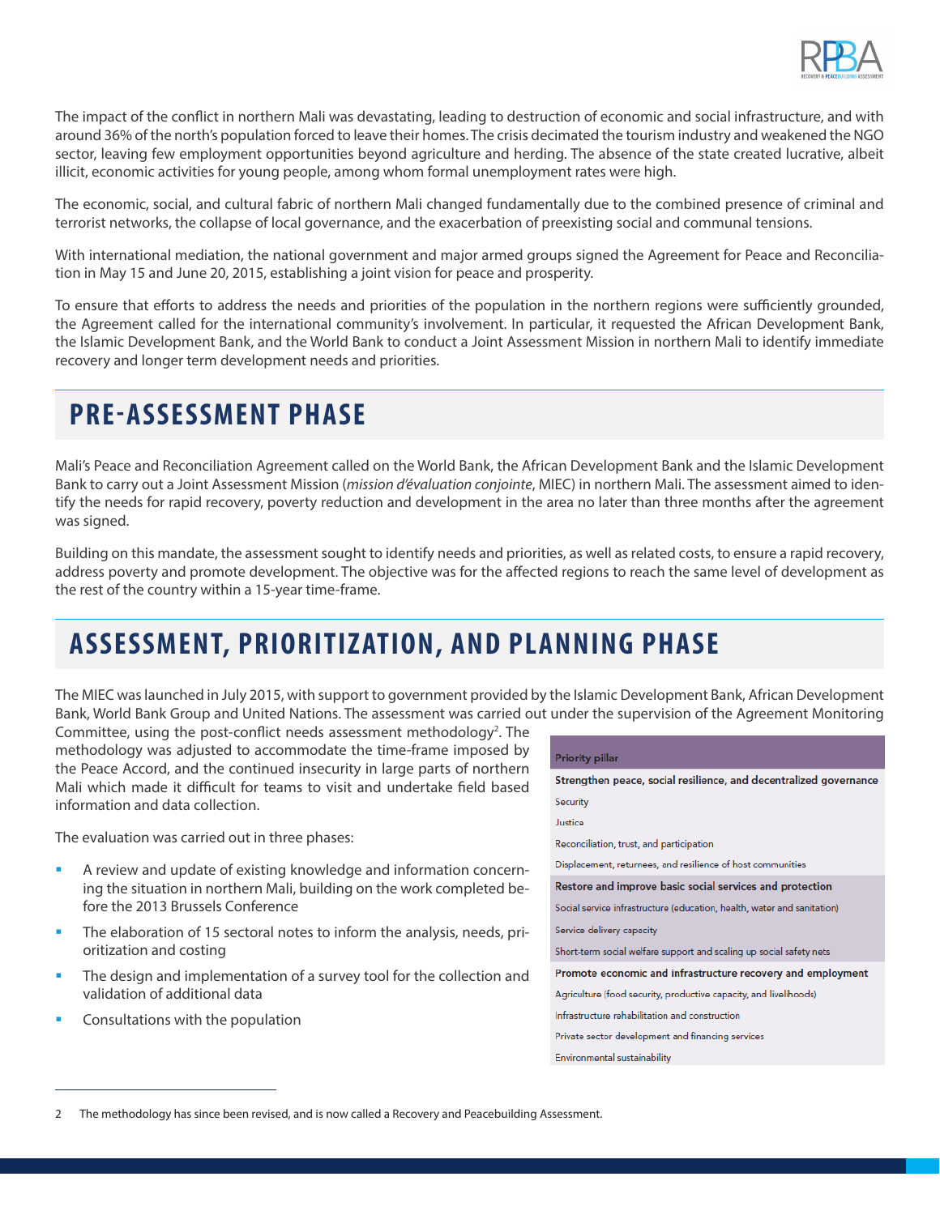The impact of the conflict in northern Mali was devastating, leading to destruction of economic and social infrastructure, and with around 36% of the north's population forced to leave their homes. The crisis decimated the tourism industry and weakened the NGO sector, leaving few employment opportunities beyond agriculture and herding. The absence of the state created lucrative, albeit illicit, economic activities for young people, among whom formal unemployment rates were high.

The economic, social, and cultural fabric of northern Mali changed fundamentally due to the combined presence of criminal and terrorist networks, the collapse of local governance, and the exacerbation of preexisting social and communal tensions.

With international mediation, the national government and major armed groups signed the Agreement for Peace and Reconciliation in May 15 and June 20, 2015, establishing a joint vision for peace and prosperity.

To ensure that efforts to address the needs and priorities of the population in the northern regions were sufficiently grounded, the Agreement called for the international community's involvement. In particular, it requested the African Development Bank, the Islamic Development Bank, and the World Bank to conduct a Joint Assessment Mission in northern Mali to identify immediate recovery and longer term development needs and priorities.

## PRE-ASSESSMENT PHASE

Mali's Peace and Reconciliation Agreement called on the World Bank, the African Development Bank and the Islamic Development Bank to carry out a Joint Assessment Mission (*mission d'évaluation conjointe*, MIEC) in northern Mali. The assessment aimed to identify the needs for rapid recovery, poverty reduction and development in the area no later than three months after the agreement was signed.

Building on this mandate, the assessment sought to identify needs and priorities, as well as related costs, to ensure a rapid recovery, address poverty and promote development. The objective was for the affected regions to reach the same level of development as the rest of the country within a 15-year time-frame.

## ASSESSMENT, PRIORITIZATION, AND PLANNING PHASE

The MIEC was launched in July 2015, with support to government provided by the Islamic Development Bank, African Development Bank, World Bank Group and United Nations. The assessment was carried out under the supervision of the Agreement Monitoring Committee, using the post-conflict needs assessment methodology[2]. The methodology was adjusted to accommodate the time-frame imposed by the Peace Accord, and the continued insecurity in large parts of northern Mali which made it difficult for teams to visit and undertake field based information and data collection.

The evaluation was carried out in three phases:

- A review and update of existing knowledge and information concerning the situation in northern Mali, building on the work completed before the 2013 Brussels Conference
- The elaboration of 15 sectoral notes to inform the analysis, needs, prioritization and costing
- The design and implementation of a survey tool for the collection and validation of additional data
- Consultations with the population

| Priority pillar |
|---|
| **Strengthen peace, social resilience, and decentralized governance** |
| Security |
| Justice |
| Reconciliation, trust, and participation |
| Displacement, returnees, and resilience of host communities |
| **Restore and improve basic social services and protection** |
| Social service infrastructure (education, health, water and sanitation) |
| Service delivery capacity |
| Short-term social welfare support and scaling up social safety nets |
| **Promote economic and infrastructure recovery and employment** |
| Agriculture (food security, productive capacity, and livelihoods) |
| Infrastructure rehabilitation and construction |
| Private sector development and financing services |
| Environmental sustainability |

2 The methodology has since been revised, and is now called a Recovery and Peacebuilding Assessment.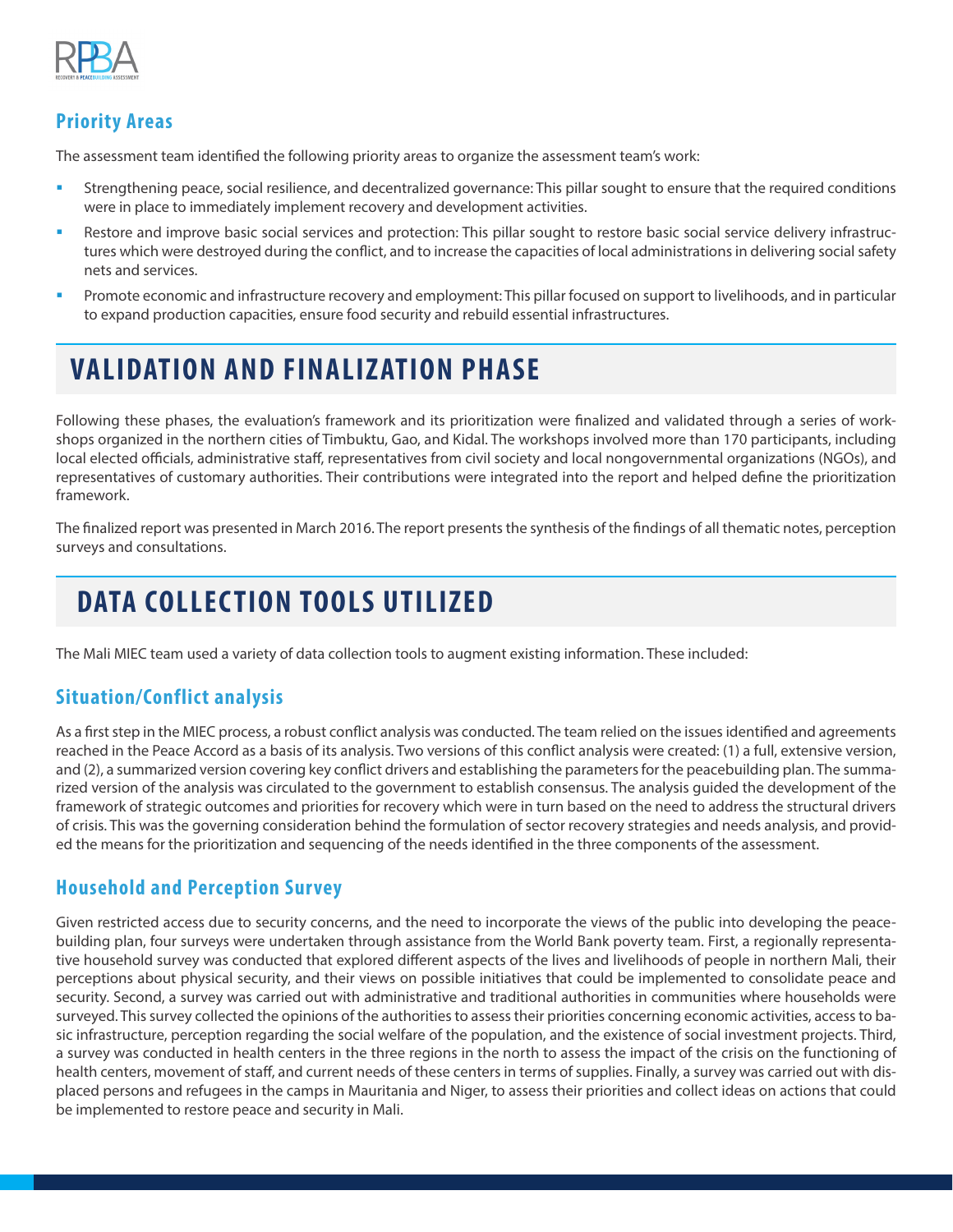### Priority Areas

The assessment team identified the following priority areas to organize the assessment team's work:

- Strengthening peace, social resilience, and decentralized governance: This pillar sought to ensure that the required conditions were in place to immediately implement recovery and development activities.
- Restore and improve basic social services and protection: This pillar sought to restore basic social service delivery infrastructures which were destroyed during the conflict, and to increase the capacities of local administrations in delivering social safety nets and services.
- Promote economic and infrastructure recovery and employment: This pillar focused on support to livelihoods, and in particular to expand production capacities, ensure food security and rebuild essential infrastructures.

## VALIDATION AND FINALIZATION PHASE

Following these phases, the evaluation's framework and its prioritization were finalized and validated through a series of workshops organized in the northern cities of Timbuktu, Gao, and Kidal. The workshops involved more than 170 participants, including local elected officials, administrative staff, representatives from civil society and local nongovernmental organizations (NGOs), and representatives of customary authorities. Their contributions were integrated into the report and helped define the prioritization framework.

The finalized report was presented in March 2016. The report presents the synthesis of the findings of all thematic notes, perception surveys and consultations.

## DATA COLLECTION TOOLS UTILIZED

The Mali MIEC team used a variety of data collection tools to augment existing information. These included:

### Situation/Conflict analysis

As a first step in the MIEC process, a robust conflict analysis was conducted. The team relied on the issues identified and agreements reached in the Peace Accord as a basis of its analysis. Two versions of this conflict analysis were created: (1) a full, extensive version, and (2), a summarized version covering key conflict drivers and establishing the parameters for the peacebuilding plan. The summarized version of the analysis was circulated to the government to establish consensus. The analysis guided the development of the framework of strategic outcomes and priorities for recovery which were in turn based on the need to address the structural drivers of crisis. This was the governing consideration behind the formulation of sector recovery strategies and needs analysis, and provided the means for the prioritization and sequencing of the needs identified in the three components of the assessment.

### Household and Perception Survey

Given restricted access due to security concerns, and the need to incorporate the views of the public into developing the peacebuilding plan, four surveys were undertaken through assistance from the World Bank poverty team. First, a regionally representative household survey was conducted that explored different aspects of the lives and livelihoods of people in northern Mali, their perceptions about physical security, and their views on possible initiatives that could be implemented to consolidate peace and security. Second, a survey was carried out with administrative and traditional authorities in communities where households were surveyed. This survey collected the opinions of the authorities to assess their priorities concerning economic activities, access to basic infrastructure, perception regarding the social welfare of the population, and the existence of social investment projects. Third, a survey was conducted in health centers in the three regions in the north to assess the impact of the crisis on the functioning of health centers, movement of staff, and current needs of these centers in terms of supplies. Finally, a survey was carried out with displaced persons and refugees in the camps in Mauritania and Niger, to assess their priorities and collect ideas on actions that could be implemented to restore peace and security in Mali.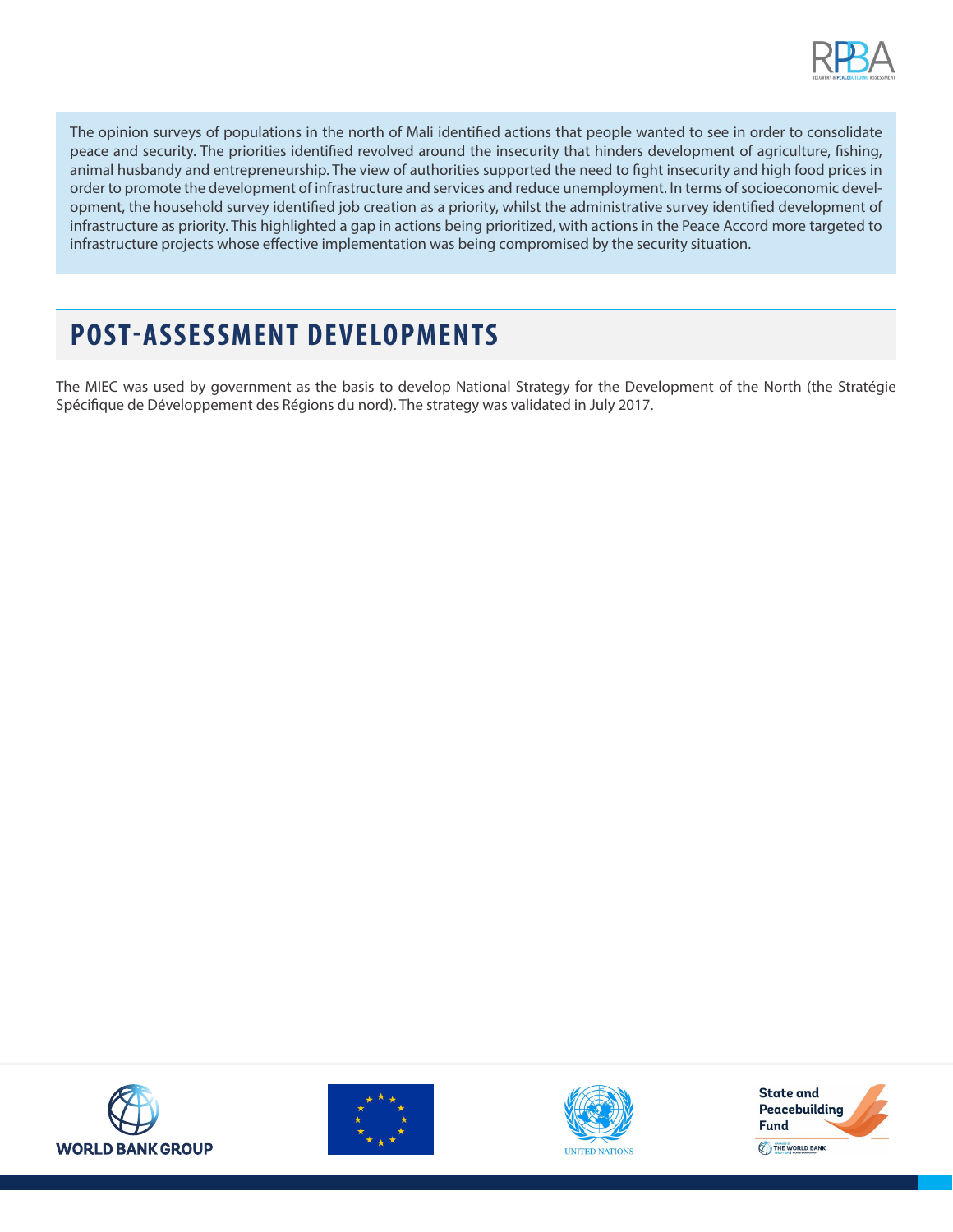The opinion surveys of populations in the north of Mali identified actions that people wanted to see in order to consolidate peace and security. The priorities identified revolved around the insecurity that hinders development of agriculture, fishing, animal husbandy and entrepreneurship. The view of authorities supported the need to fight insecurity and high food prices in order to promote the development of infrastructure and services and reduce unemployment. In terms of socioeconomic development, the household survey identified job creation as a priority, whilst the administrative survey identified development of infrastructure as priority. This highlighted a gap in actions being prioritized, with actions in the Peace Accord more targeted to infrastructure projects whose effective implementation was being compromised by the security situation.

## POST-ASSESSMENT DEVELOPMENTS

The MIEC was used by government as the basis to develop National Strategy for the Development of the North (the Stratégie Spécifique de Développement des Régions du nord). The strategy was validated in July 2017.